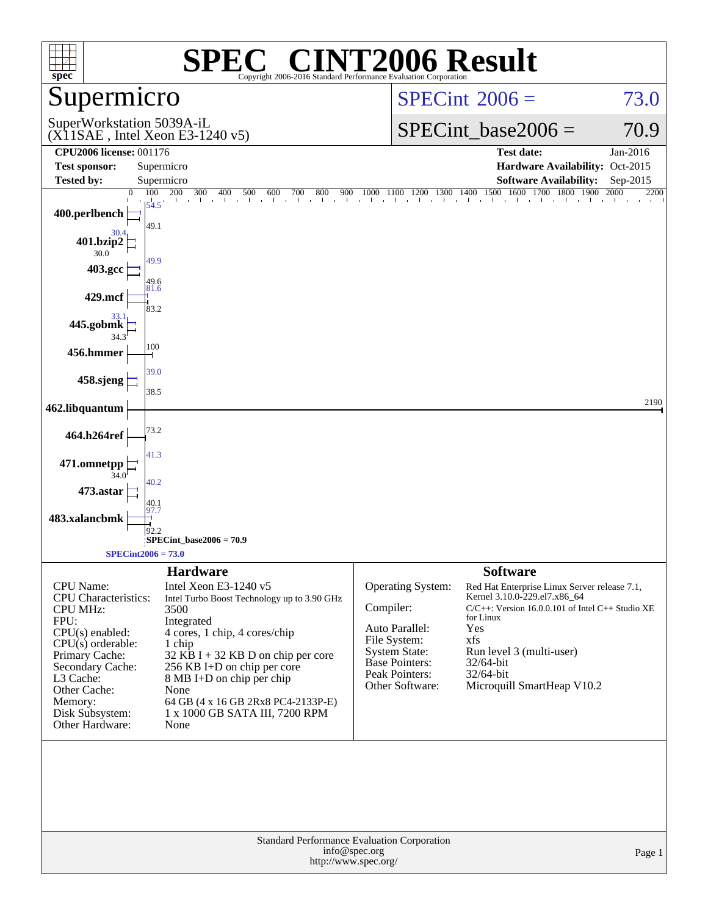# SPEC® CINT2006 Result

Copyright 2006-2016 Standard Performance Evaluation Corporation

## Supermicro

SuperWorkstation 5039A-iL
(X11SAE , Intel Xeon E3-1240 v5)

SPECint 2006 = 73.0

SPECint_base2006 = 70.9

| | | | |
|---|---|---|---|
| **CPU2006 license:** 001176 | | **Test date:** | Jan-2016 |
| **Test sponsor:** | Supermicro | **Hardware Availability:** | Oct-2015 |
| **Tested by:** | Supermicro | **Software Availability:** | Sep-2015 |

| Benchmark | Peak | Base |
|---|---|---|
| 400.perlbench | 54.5 | 49.1 |
| 401.bzip2 | 30.4 | 30.0 |
| 403.gcc | 49.9 | 49.6 |
| 429.mcf | 81.6 | 83.2 |
| 445.gobmk | 33.1 | 34.3 |
| 456.hmmer | | 100 |
| 458.sjeng | 39.0 | 38.5 |
| 462.libquantum | | 2190 |
| 464.h264ref | | 73.2 |
| 471.omnetpp | 41.3 | 34.0 |
| 473.astar | 40.2 | 40.1 |
| 483.xalancbmk | 97.7 | 92.2 |

SPECint_base2006 = 70.9

SPECint2006 = 73.0

## Hardware

| | |
|---|---|
| CPU Name: | Intel Xeon E3-1240 v5 |
| CPU Characteristics: | Intel Turbo Boost Technology up to 3.90 GHz |
| CPU MHz: | 3500 |
| FPU: | Integrated |
| CPU(s) enabled: | 4 cores, 1 chip, 4 cores/chip |
| CPU(s) orderable: | 1 chip |
| Primary Cache: | 32 KB I + 32 KB D on chip per core |
| Secondary Cache: | 256 KB I+D on chip per core |
| L3 Cache: | 8 MB I+D on chip per chip |
| Other Cache: | None |
| Memory: | 64 GB (4 x 16 GB 2Rx8 PC4-2133P-E) |
| Disk Subsystem: | 1 x 1000 GB SATA III, 7200 RPM |
| Other Hardware: | None |

## Software

| | |
|---|---|
| Operating System: | Red Hat Enterprise Linux Server release 7.1, Kernel 3.10.0-229.el7.x86_64 |
| Compiler: | C/C++: Version 16.0.0.101 of Intel C++ Studio XE for Linux |
| Auto Parallel: | Yes |
| File System: | xfs |
| System State: | Run level 3 (multi-user) |
| Base Pointers: | 32/64-bit |
| Peak Pointers: | 32/64-bit |
| Other Software: | Microquill SmartHeap V10.2 |

Standard Performance Evaluation Corporation
info@spec.org
http://www.spec.org/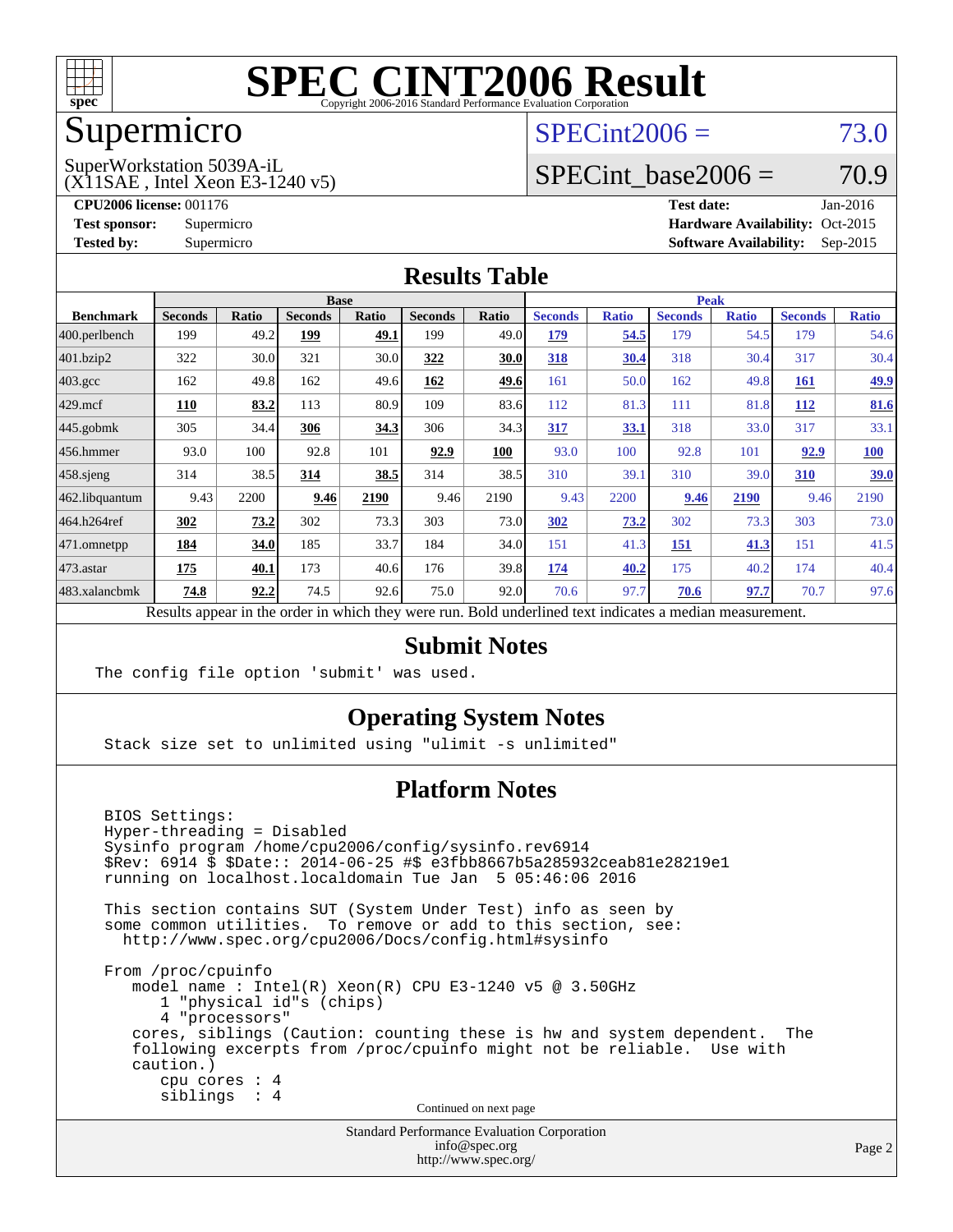# SPEC CINT2006 Result

Copyright 2006-2016 Standard Performance Evaluation Corporation

## Supermicro

SuperWorkstation 5039A-iL
(X11SAE , Intel Xeon E3-1240 v5)

SPECint2006 = 73.0

SPECint_base2006 = 70.9

**CPU2006 license:** 001176
**Test sponsor:** Supermicro
**Tested by:** Supermicro

**Test date:** Jan-2016
**Hardware Availability:** Oct-2015
**Software Availability:** Sep-2015

## Results Table

| Benchmark | Base | | | | | | Peak | | | | | |
|---|---|---|---|---|---|---|---|---|---|---|---|---|
| | Seconds | Ratio | Seconds | Ratio | Seconds | Ratio | Seconds | Ratio | Seconds | Ratio | Seconds | Ratio |
| 400.perlbench | 199 | 49.2 | **199** | **49.1** | 199 | 49.0 | **179** | **54.5** | 179 | 54.5 | 179 | 54.6 |
| 401.bzip2 | 322 | 30.0 | 321 | 30.0 | **322** | **30.0** | **318** | **30.4** | 318 | 30.4 | 317 | 30.4 |
| 403.gcc | 162 | 49.8 | 162 | 49.6 | **162** | **49.6** | 161 | 50.0 | 162 | 49.8 | **161** | **49.9** |
| 429.mcf | **110** | **83.2** | 113 | 80.9 | 109 | 83.6 | 112 | 81.3 | 111 | 81.8 | **112** | **81.6** |
| 445.gobmk | 305 | 34.4 | **306** | **34.3** | 306 | 34.3 | **317** | **33.1** | 318 | 33.0 | 317 | 33.1 |
| 456.hmmer | 93.0 | 100 | 92.8 | 101 | **92.9** | **100** | 93.0 | 100 | 92.8 | 101 | **92.9** | **100** |
| 458.sjeng | 314 | 38.5 | **314** | **38.5** | 314 | 38.5 | 310 | 39.1 | 310 | 39.0 | **310** | **39.0** |
| 462.libquantum | 9.43 | 2200 | **9.46** | **2190** | 9.46 | 2190 | 9.43 | 2200 | **9.46** | **2190** | 9.46 | 2190 |
| 464.h264ref | **302** | **73.2** | 302 | 73.3 | 303 | 73.0 | **302** | **73.2** | 302 | 73.3 | 303 | 73.0 |
| 471.omnetpp | **184** | **34.0** | 185 | 33.7 | 184 | 34.0 | 151 | 41.3 | **151** | **41.3** | 151 | 41.5 |
| 473.astar | **175** | **40.1** | 173 | 40.6 | 176 | 39.8 | **174** | **40.2** | 175 | 40.2 | 174 | 40.4 |
| 483.xalancbmk | **74.8** | **92.2** | 74.5 | 92.6 | 75.0 | 92.0 | 70.6 | 97.7 | **70.6** | **97.7** | 70.7 | 97.6 |

Results appear in the order in which they were run. Bold underlined text indicates a median measurement.

## Submit Notes

```
The config file option 'submit' was used.
```

## Operating System Notes

```
Stack size set to unlimited using "ulimit -s unlimited"
```

## Platform Notes

```
BIOS Settings:
Hyper-threading = Disabled
Sysinfo program /home/cpu2006/config/sysinfo.rev6914
$Rev: 6914 $ $Date:: 2014-06-25 #$ e3fbb8667b5a285932ceab81e28219e1
running on localhost.localdomain Tue Jan  5 05:46:06 2016

This section contains SUT (System Under Test) info as seen by
some common utilities.  To remove or add to this section, see:
  http://www.spec.org/cpu2006/Docs/config.html#sysinfo

From /proc/cpuinfo
   model name : Intel(R) Xeon(R) CPU E3-1240 v5 @ 3.50GHz
      1 "physical id"s (chips)
      4 "processors"
   cores, siblings (Caution: counting these is hw and system dependent.  The
   following excerpts from /proc/cpuinfo might not be reliable.  Use with
   caution.)
      cpu cores : 4
      siblings  : 4
```

Continued on next page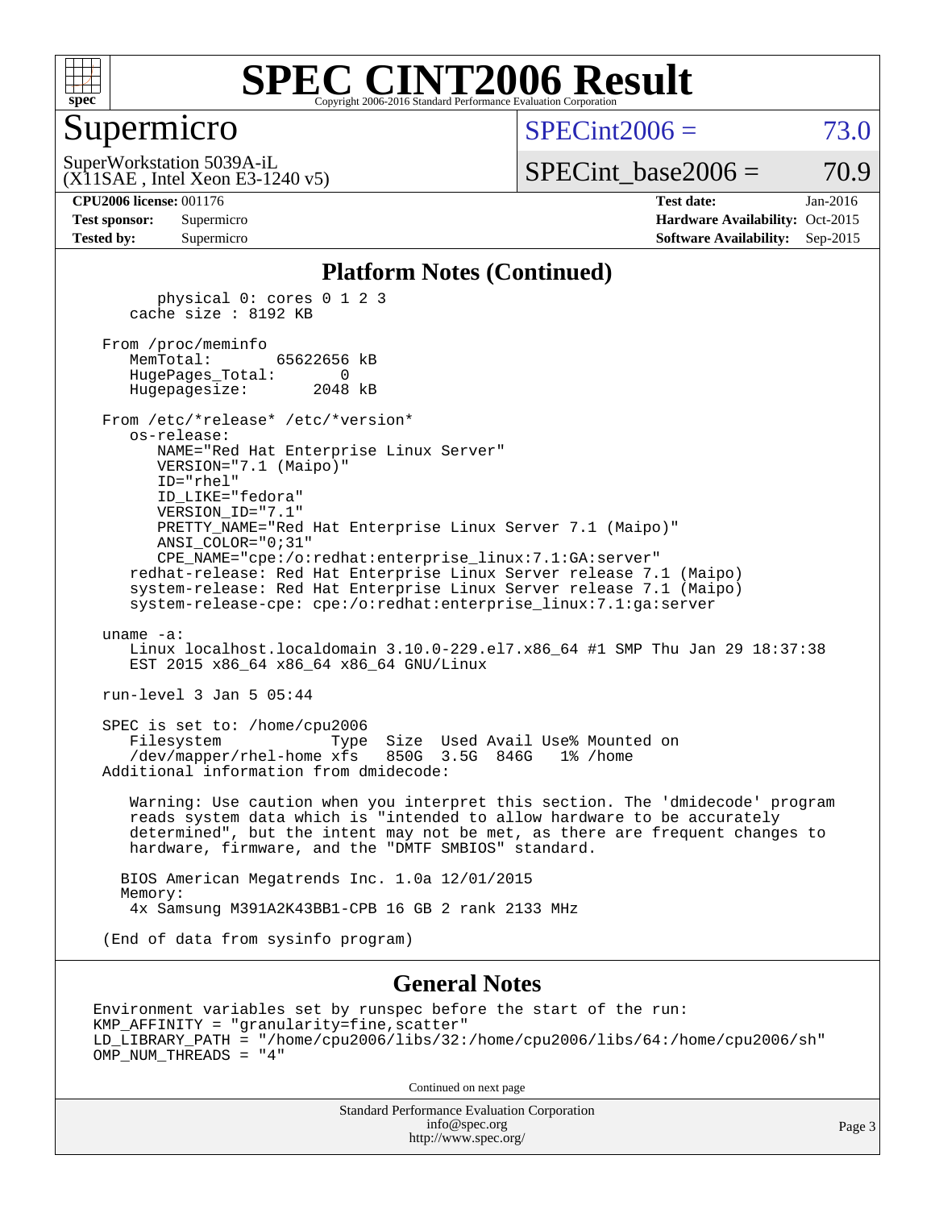# SPEC CINT2006 Result

Copyright 2006-2016 Standard Performance Evaluation Corporation

## Supermicro

SuperWorkstation 5039A-iL
(X11SAE , Intel Xeon E3-1240 v5)

SPECint2006 = 73.0

SPECint_base2006 = 70.9

| | | | |
|---|---|---|---|
| **CPU2006 license:** 001176 | | **Test date:** | Jan-2016 |
| **Test sponsor:** | Supermicro | **Hardware Availability:** | Oct-2015 |
| **Tested by:** | Supermicro | **Software Availability:** | Sep-2015 |

### Platform Notes (Continued)

```
        physical 0: cores 0 1 2 3
     cache size : 8192 KB

  From /proc/meminfo
     MemTotal:       65622656 kB
     HugePages_Total:       0
     Hugepagesize:       2048 kB

  From /etc/*release* /etc/*version*
     os-release:
        NAME="Red Hat Enterprise Linux Server"
        VERSION="7.1 (Maipo)"
        ID="rhel"
        ID_LIKE="fedora"
        VERSION_ID="7.1"
        PRETTY_NAME="Red Hat Enterprise Linux Server 7.1 (Maipo)"
        ANSI_COLOR="0;31"
        CPE_NAME="cpe:/o:redhat:enterprise_linux:7.1:GA:server"
     redhat-release: Red Hat Enterprise Linux Server release 7.1 (Maipo)
     system-release: Red Hat Enterprise Linux Server release 7.1 (Maipo)
     system-release-cpe: cpe:/o:redhat:enterprise_linux:7.1:ga:server

  uname -a:
     Linux localhost.localdomain 3.10.0-229.el7.x86_64 #1 SMP Thu Jan 29 18:37:38
     EST 2015 x86_64 x86_64 x86_64 GNU/Linux

  run-level 3 Jan 5 05:44

  SPEC is set to: /home/cpu2006
     Filesystem            Type  Size  Used Avail Use% Mounted on
     /dev/mapper/rhel-home xfs   850G  3.5G  846G   1% /home
  Additional information from dmidecode:

     Warning: Use caution when you interpret this section. The 'dmidecode' program
     reads system data which is "intended to allow hardware to be accurately
     determined", but the intent may not be met, as there are frequent changes to
     hardware, firmware, and the "DMTF SMBIOS" standard.

    BIOS American Megatrends Inc. 1.0a 12/01/2015
    Memory:
     4x Samsung M391A2K43BB1-CPB 16 GB 2 rank 2133 MHz

  (End of data from sysinfo program)
```

### General Notes

```
Environment variables set by runspec before the start of the run:
KMP_AFFINITY = "granularity=fine,scatter"
LD_LIBRARY_PATH = "/home/cpu2006/libs/32:/home/cpu2006/libs/64:/home/cpu2006/sh"
OMP_NUM_THREADS = "4"
```

Continued on next page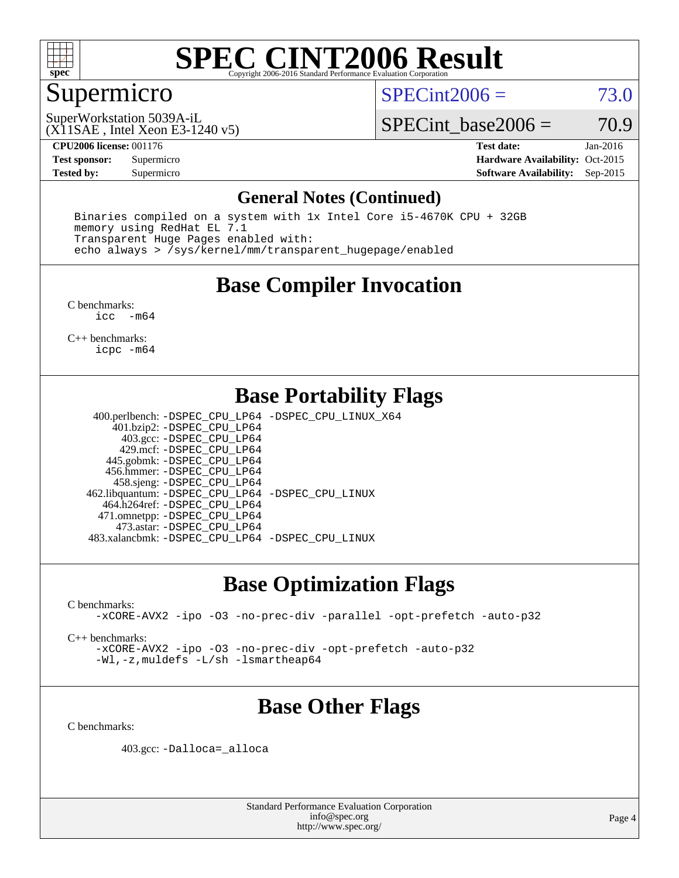# SPEC CINT2006 Result

Copyright 2006-2016 Standard Performance Evaluation Corporation

## Supermicro

SuperWorkstation 5039A-iL
(X11SAE , Intel Xeon E3-1240 v5)

SPECint2006 = 73.0

SPECint_base2006 = 70.9

**CPU2006 license:** 001176
**Test sponsor:** Supermicro
**Tested by:** Supermicro

**Test date:** Jan-2016
**Hardware Availability:** Oct-2015
**Software Availability:** Sep-2015

## General Notes (Continued)

```
Binaries compiled on a system with 1x Intel Core i5-4670K CPU + 32GB
memory using RedHat EL 7.1
Transparent Huge Pages enabled with:
echo always > /sys/kernel/mm/transparent_hugepage/enabled
```

## Base Compiler Invocation

C benchmarks:
```
icc  -m64
```

C++ benchmarks:
```
icpc -m64
```

## Base Portability Flags

```
400.perlbench: -DSPEC_CPU_LP64 -DSPEC_CPU_LINUX_X64
    401.bzip2: -DSPEC_CPU_LP64
      403.gcc: -DSPEC_CPU_LP64
      429.mcf: -DSPEC_CPU_LP64
    445.gobmk: -DSPEC_CPU_LP64
    456.hmmer: -DSPEC_CPU_LP64
    458.sjeng: -DSPEC_CPU_LP64
462.libquantum: -DSPEC_CPU_LP64 -DSPEC_CPU_LINUX
  464.h264ref: -DSPEC_CPU_LP64
  471.omnetpp: -DSPEC_CPU_LP64
    473.astar: -DSPEC_CPU_LP64
483.xalancbmk: -DSPEC_CPU_LP64 -DSPEC_CPU_LINUX
```

## Base Optimization Flags

C benchmarks:
```
-xCORE-AVX2 -ipo -O3 -no-prec-div -parallel -opt-prefetch -auto-p32
```

C++ benchmarks:
```
-xCORE-AVX2 -ipo -O3 -no-prec-div -opt-prefetch -auto-p32
-Wl,-z,muldefs -L/sh -lsmartheap64
```

## Base Other Flags

C benchmarks:

```
403.gcc: -Dalloca=_alloca
```

Standard Performance Evaluation Corporation
info@spec.org
http://www.spec.org/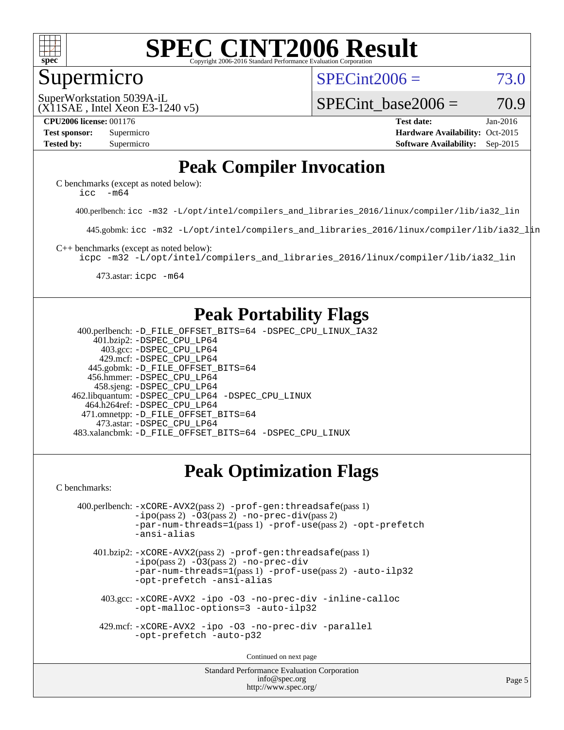# SPEC CINT2006 Result

Copyright 2006-2016 Standard Performance Evaluation Corporation

## Supermicro

SuperWorkstation 5039A-iL
(X11SAE , Intel Xeon E3-1240 v5)

SPECint2006 = 73.0

SPECint_base2006 = 70.9

| | | | |
|---|---|---|---|
| **CPU2006 license:** 001176 | | **Test date:** | Jan-2016 |
| **Test sponsor:** | Supermicro | **Hardware Availability:** | Oct-2015 |
| **Tested by:** | Supermicro | **Software Availability:** | Sep-2015 |

## Peak Compiler Invocation

C benchmarks (except as noted below):
`icc -m64`

400.perlbench: `icc -m32 -L/opt/intel/compilers_and_libraries_2016/linux/compiler/lib/ia32_lin`

445.gobmk: `icc -m32 -L/opt/intel/compilers_and_libraries_2016/linux/compiler/lib/ia32_lin`

C++ benchmarks (except as noted below):
`icpc -m32 -L/opt/intel/compilers_and_libraries_2016/linux/compiler/lib/ia32_lin`

473.astar: `icpc -m64`

## Peak Portability Flags

400.perlbench: `-D_FILE_OFFSET_BITS=64 -DSPEC_CPU_LINUX_IA32`
401.bzip2: `-DSPEC_CPU_LP64`
403.gcc: `-DSPEC_CPU_LP64`
429.mcf: `-DSPEC_CPU_LP64`
445.gobmk: `-D_FILE_OFFSET_BITS=64`
456.hmmer: `-DSPEC_CPU_LP64`
458.sjeng: `-DSPEC_CPU_LP64`
462.libquantum: `-DSPEC_CPU_LP64 -DSPEC_CPU_LINUX`
464.h264ref: `-DSPEC_CPU_LP64`
471.omnetpp: `-D_FILE_OFFSET_BITS=64`
473.astar: `-DSPEC_CPU_LP64`
483.xalancbmk: `-D_FILE_OFFSET_BITS=64 -DSPEC_CPU_LINUX`

## Peak Optimization Flags

C benchmarks:

400.perlbench: `-xCORE-AVX2`(pass 2) `-prof-gen:threadsafe`(pass 1) `-ipo`(pass 2) `-O3`(pass 2) `-no-prec-div`(pass 2) `-par-num-threads=1`(pass 1) `-prof-use`(pass 2) `-opt-prefetch` `-ansi-alias`

401.bzip2: `-xCORE-AVX2`(pass 2) `-prof-gen:threadsafe`(pass 1) `-ipo`(pass 2) `-O3`(pass 2) `-no-prec-div` `-par-num-threads=1`(pass 1) `-prof-use`(pass 2) `-auto-ilp32` `-opt-prefetch -ansi-alias`

403.gcc: `-xCORE-AVX2 -ipo -O3 -no-prec-div -inline-calloc -opt-malloc-options=3 -auto-ilp32`

429.mcf: `-xCORE-AVX2 -ipo -O3 -no-prec-div -parallel -opt-prefetch -auto-p32`

Continued on next page

Standard Performance Evaluation Corporation
info@spec.org
http://www.spec.org/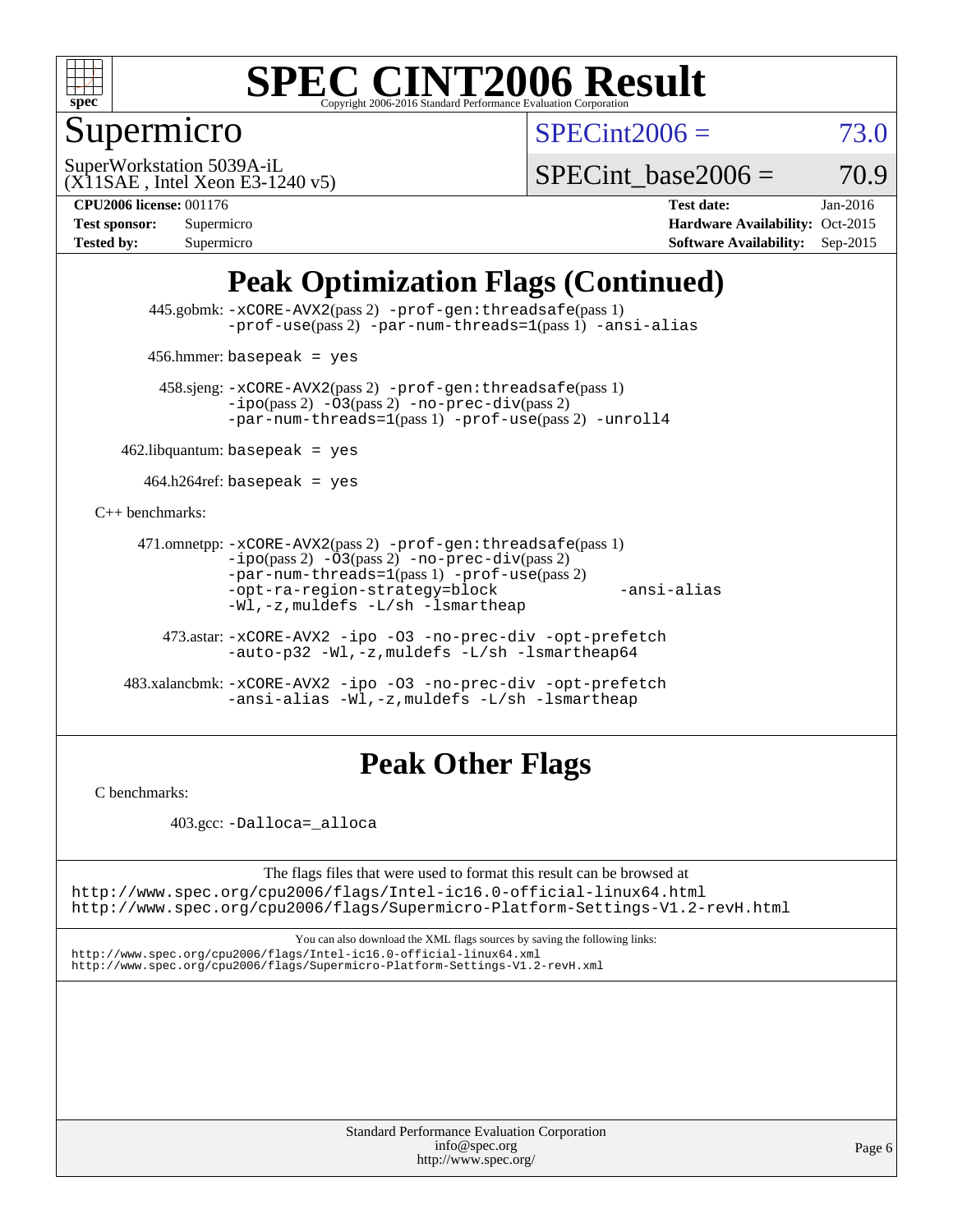## Peak Optimization Flags (Continued)

445.gobmk: -xCORE-AVX2(pass 2) -prof-gen:threadsafe(pass 1) -prof-use(pass 2) -par-num-threads=1(pass 1) -ansi-alias

456.hmmer: basepeak = yes

458.sjeng: -xCORE-AVX2(pass 2) -prof-gen:threadsafe(pass 1) -ipo(pass 2) -O3(pass 2) -no-prec-div(pass 2) -par-num-threads=1(pass 1) -prof-use(pass 2) -unroll4

462.libquantum: basepeak = yes

464.h264ref: basepeak = yes

C++ benchmarks:

471.omnetpp: -xCORE-AVX2(pass 2) -prof-gen:threadsafe(pass 1) -ipo(pass 2) -O3(pass 2) -no-prec-div(pass 2) -par-num-threads=1(pass 1) -prof-use(pass 2) -opt-ra-region-strategy=block -ansi-alias -Wl,-z,muldefs -L/sh -lsmartheap

473.astar: -xCORE-AVX2 -ipo -O3 -no-prec-div -opt-prefetch -auto-p32 -Wl,-z,muldefs -L/sh -lsmartheap64

483.xalancbmk: -xCORE-AVX2 -ipo -O3 -no-prec-div -opt-prefetch -ansi-alias -Wl,-z,muldefs -L/sh -lsmartheap

## Peak Other Flags

C benchmarks:

403.gcc: -Dalloca=_alloca

The flags files that were used to format this result can be browsed at
http://www.spec.org/cpu2006/flags/Intel-ic16.0-official-linux64.html
http://www.spec.org/cpu2006/flags/Supermicro-Platform-Settings-V1.2-revH.html

You can also download the XML flags sources by saving the following links:
http://www.spec.org/cpu2006/flags/Intel-ic16.0-official-linux64.xml
http://www.spec.org/cpu2006/flags/Supermicro-Platform-Settings-V1.2-revH.xml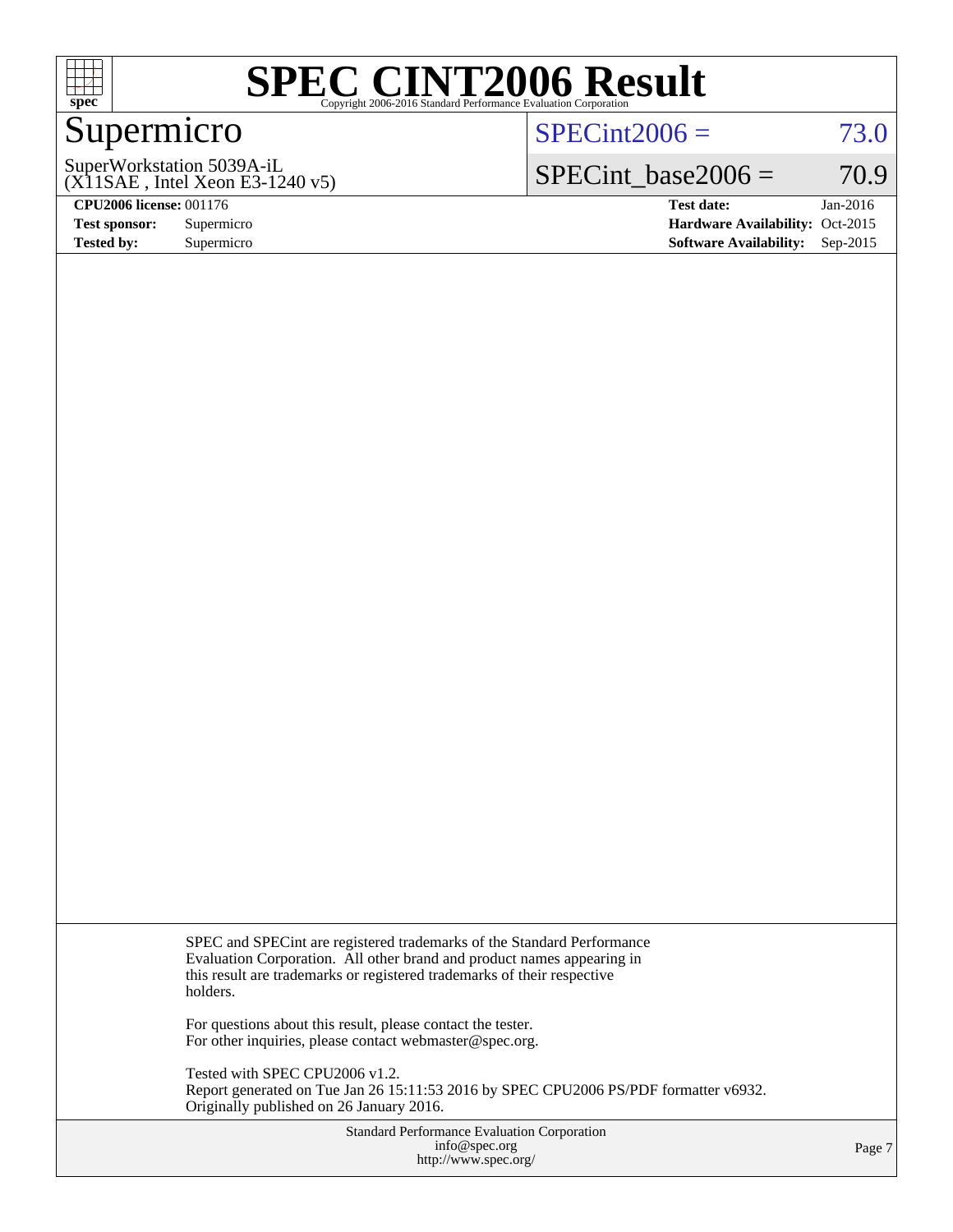SPEC and SPECint are registered trademarks of the Standard Performance Evaluation Corporation. All other brand and product names appearing in this result are trademarks or registered trademarks of their respective holders.

For questions about this result, please contact the tester.
For other inquiries, please contact webmaster@spec.org.

Tested with SPEC CPU2006 v1.2.
Report generated on Tue Jan 26 15:11:53 2016 by SPEC CPU2006 PS/PDF formatter v6932.
Originally published on 26 January 2016.